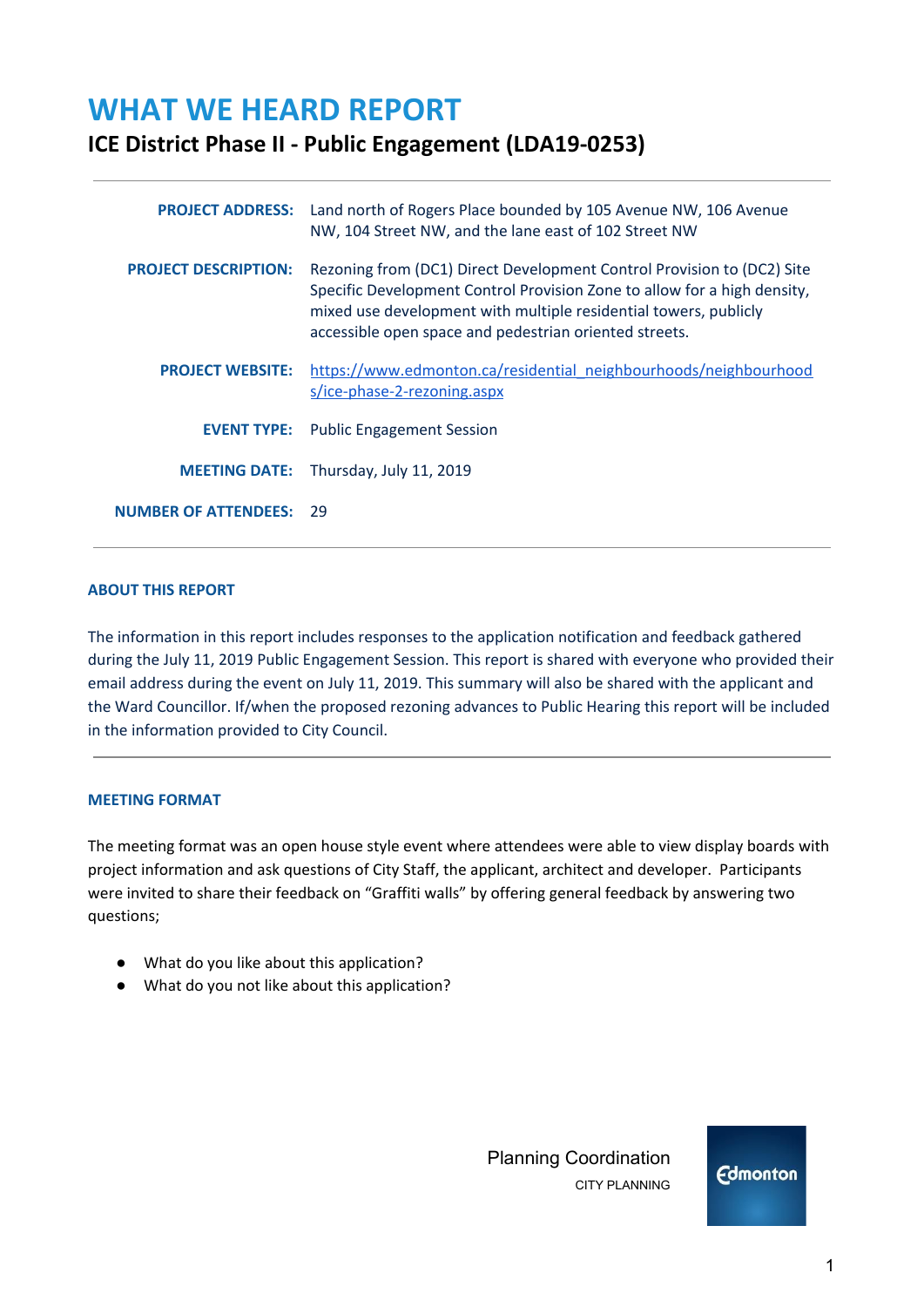# WHAT WE HEARD REPORT

## ICE District Phase II - Public Engagement (LDA19-0253)

| | |
|---|---|
| **PROJECT ADDRESS:** | Land north of Rogers Place bounded by 105 Avenue NW, 106 Avenue NW, 104 Street NW, and the lane east of 102 Street NW |
| **PROJECT DESCRIPTION:** | Rezoning from (DC1) Direct Development Control Provision to (DC2) Site Specific Development Control Provision Zone to allow for a high density, mixed use development with multiple residential towers, publicly accessible open space and pedestrian oriented streets. |
| **PROJECT WEBSITE:** | https://www.edmonton.ca/residential_neighbourhoods/neighbourhoods/ice-phase-2-rezoning.aspx |
| **EVENT TYPE:** | Public Engagement Session |
| **MEETING DATE:** | Thursday, July 11, 2019 |
| **NUMBER OF ATTENDEES:** | 29 |

### ABOUT THIS REPORT

The information in this report includes responses to the application notification and feedback gathered during the July 11, 2019 Public Engagement Session. This report is shared with everyone who provided their email address during the event on July 11, 2019. This summary will also be shared with the applicant and the Ward Councillor. If/when the proposed rezoning advances to Public Hearing this report will be included in the information provided to City Council.

### MEETING FORMAT

The meeting format was an open house style event where attendees were able to view display boards with project information and ask questions of City Staff, the applicant, architect and developer. Participants were invited to share their feedback on "Graffiti walls" by offering general feedback by answering two questions;

- What do you like about this application?
- What do you not like about this application?

Planning Coordination
CITY PLANNING

Edmonton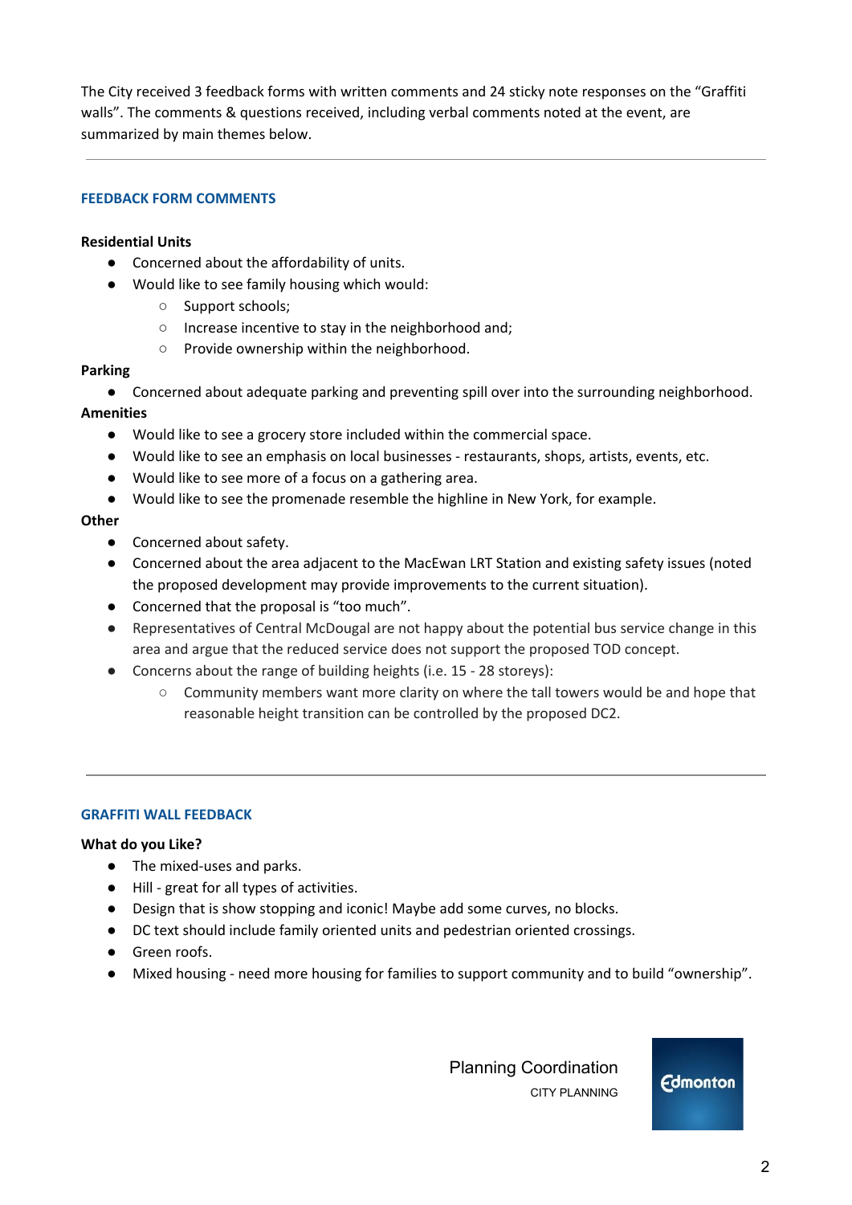The City received 3 feedback forms with written comments and 24 sticky note responses on the "Graffiti walls". The comments & questions received, including verbal comments noted at the event, are summarized by main themes below.

---

## FEEDBACK FORM COMMENTS

**Residential Units**

- Concerned about the affordability of units.
- Would like to see family housing which would:
  - Support schools;
  - Increase incentive to stay in the neighborhood and;
  - Provide ownership within the neighborhood.

**Parking**

- Concerned about adequate parking and preventing spill over into the surrounding neighborhood.

**Amenities**

- Would like to see a grocery store included within the commercial space.
- Would like to see an emphasis on local businesses - restaurants, shops, artists, events, etc.
- Would like to see more of a focus on a gathering area.
- Would like to see the promenade resemble the highline in New York, for example.

**Other**

- Concerned about safety.
- Concerned about the area adjacent to the MacEwan LRT Station and existing safety issues (noted the proposed development may provide improvements to the current situation).
- Concerned that the proposal is "too much".
- Representatives of Central McDougal are not happy about the potential bus service change in this area and argue that the reduced service does not support the proposed TOD concept.
- Concerns about the range of building heights (i.e. 15 - 28 storeys):
  - Community members want more clarity on where the tall towers would be and hope that reasonable height transition can be controlled by the proposed DC2.

---

## GRAFFITI WALL FEEDBACK

**What do you Like?**

- The mixed-uses and parks.
- Hill - great for all types of activities.
- Design that is show stopping and iconic! Maybe add some curves, no blocks.
- DC text should include family oriented units and pedestrian oriented crossings.
- Green roofs.
- Mixed housing - need more housing for families to support community and to build "ownership".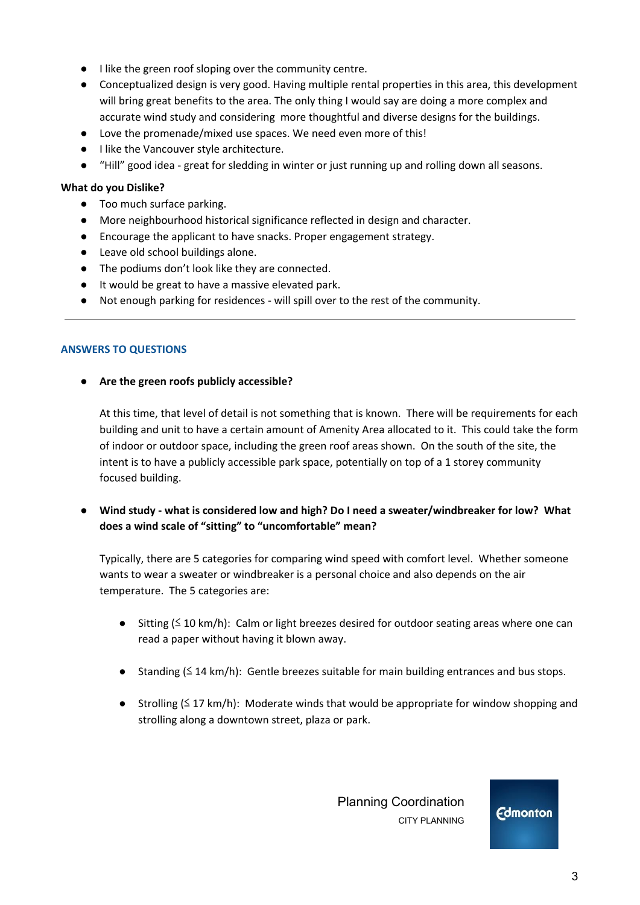- I like the green roof sloping over the community centre.
- Conceptualized design is very good. Having multiple rental properties in this area, this development will bring great benefits to the area. The only thing I would say are doing a more complex and accurate wind study and considering more thoughtful and diverse designs for the buildings.
- Love the promenade/mixed use spaces. We need even more of this!
- I like the Vancouver style architecture.
- "Hill" good idea - great for sledding in winter or just running up and rolling down all seasons.

**What do you Dislike?**

- Too much surface parking.
- More neighbourhood historical significance reflected in design and character.
- Encourage the applicant to have snacks. Proper engagement strategy.
- Leave old school buildings alone.
- The podiums don't look like they are connected.
- It would be great to have a massive elevated park.
- Not enough parking for residences - will spill over to the rest of the community.

---

## ANSWERS TO QUESTIONS

- **Are the green roofs publicly accessible?**

  At this time, that level of detail is not something that is known. There will be requirements for each building and unit to have a certain amount of Amenity Area allocated to it. This could take the form of indoor or outdoor space, including the green roof areas shown. On the south of the site, the intent is to have a publicly accessible park space, potentially on top of a 1 storey community focused building.

- **Wind study - what is considered low and high? Do I need a sweater/windbreaker for low? What does a wind scale of "sitting" to "uncomfortable" mean?**

  Typically, there are 5 categories for comparing wind speed with comfort level. Whether someone wants to wear a sweater or windbreaker is a personal choice and also depends on the air temperature. The 5 categories are:

  - Sitting (≤ 10 km/h): Calm or light breezes desired for outdoor seating areas where one can read a paper without having it blown away.
  - Standing (≤ 14 km/h): Gentle breezes suitable for main building entrances and bus stops.
  - Strolling (≤ 17 km/h): Moderate winds that would be appropriate for window shopping and strolling along a downtown street, plaza or park.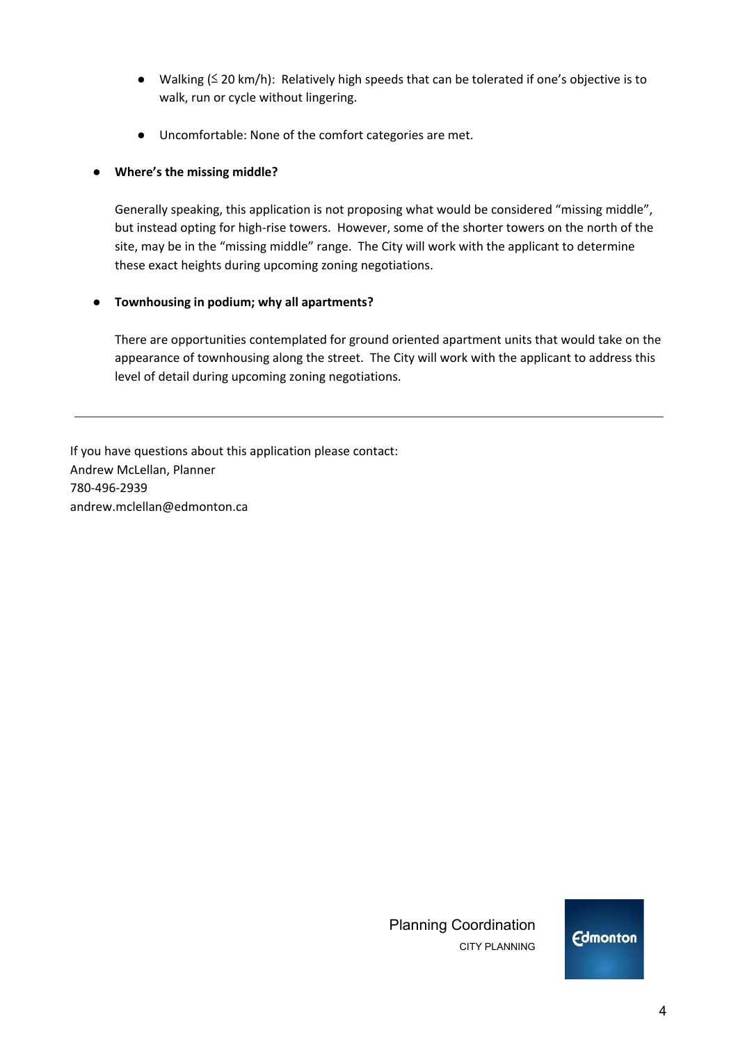- Walking (≤ 20 km/h): Relatively high speeds that can be tolerated if one's objective is to walk, run or cycle without lingering.

- Uncomfortable: None of the comfort categories are met.

- **Where's the missing middle?**

  Generally speaking, this application is not proposing what would be considered "missing middle", but instead opting for high-rise towers. However, some of the shorter towers on the north of the site, may be in the "missing middle" range. The City will work with the applicant to determine these exact heights during upcoming zoning negotiations.

- **Townhousing in podium; why all apartments?**

  There are opportunities contemplated for ground oriented apartment units that would take on the appearance of townhousing along the street. The City will work with the applicant to address this level of detail during upcoming zoning negotiations.

---

If you have questions about this application please contact:
Andrew McLellan, Planner
780-496-2939
andrew.mclellan@edmonton.ca

Planning Coordination
CITY PLANNING

Edmonton